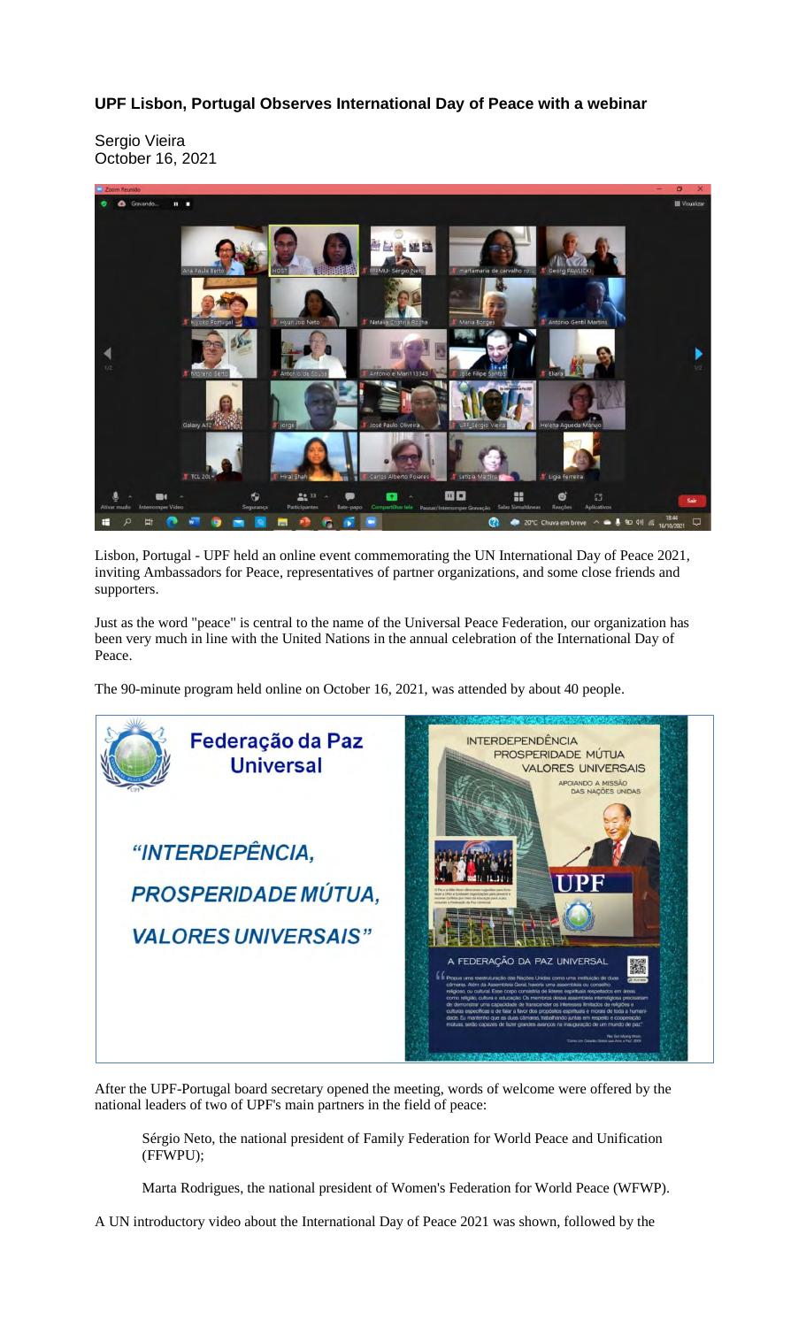# UPF Lisbon, Portugal Observes International Day of Peace with a webinar

Sergio Vieira
October 16, 2021

Lisbon, Portugal - UPF held an online event commemorating the UN International Day of Peace 2021, inviting Ambassadors for Peace, representatives of partner organizations, and some close friends and supporters.

Just as the word "peace" is central to the name of the Universal Peace Federation, our organization has been very much in line with the United Nations in the annual celebration of the International Day of Peace.

The 90-minute program held online on October 16, 2021, was attended by about 40 people.

After the UPF-Portugal board secretary opened the meeting, words of welcome were offered by the national leaders of two of UPF's main partners in the field of peace:

> Sérgio Neto, the national president of Family Federation for World Peace and Unification (FFWPU);
>
> Marta Rodrigues, the national president of Women's Federation for World Peace (WFWP).

A UN introductory video about the International Day of Peace 2021 was shown, followed by the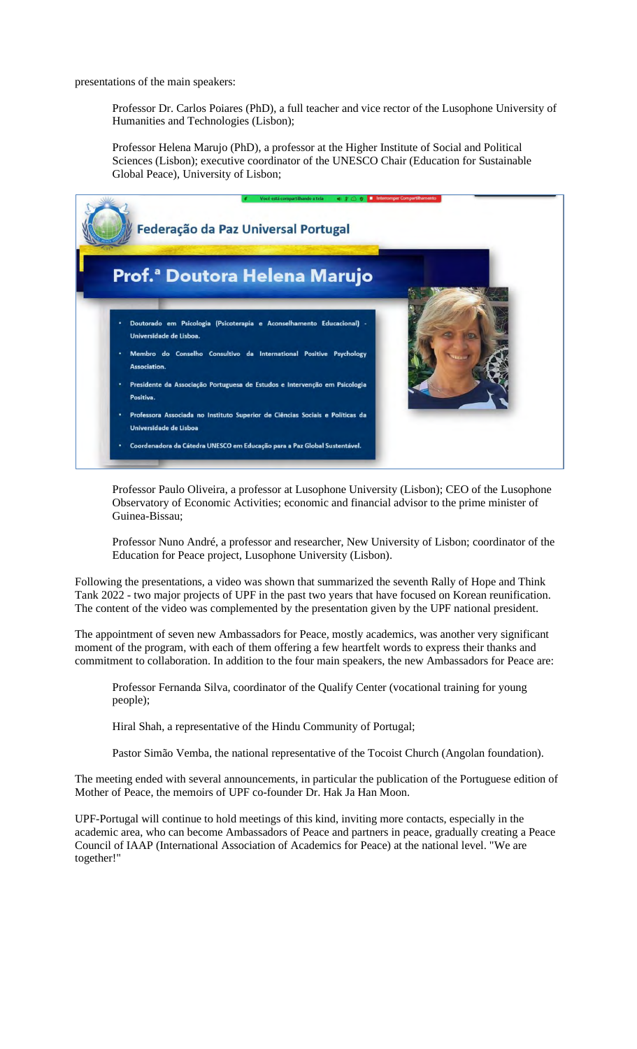presentations of the main speakers:

Professor Dr. Carlos Poiares (PhD), a full teacher and vice rector of the Lusophone University of Humanities and Technologies (Lisbon);

Professor Helena Marujo (PhD), a professor at the Higher Institute of Social and Political Sciences (Lisbon); executive coordinator of the UNESCO Chair (Education for Sustainable Global Peace), University of Lisbon;

Professor Paulo Oliveira, a professor at Lusophone University (Lisbon); CEO of the Lusophone Observatory of Economic Activities; economic and financial advisor to the prime minister of Guinea-Bissau;

Professor Nuno André, a professor and researcher, New University of Lisbon; coordinator of the Education for Peace project, Lusophone University (Lisbon).

Following the presentations, a video was shown that summarized the seventh Rally of Hope and Think Tank 2022 - two major projects of UPF in the past two years that have focused on Korean reunification. The content of the video was complemented by the presentation given by the UPF national president.

The appointment of seven new Ambassadors for Peace, mostly academics, was another very significant moment of the program, with each of them offering a few heartfelt words to express their thanks and commitment to collaboration. In addition to the four main speakers, the new Ambassadors for Peace are:

Professor Fernanda Silva, coordinator of the Qualify Center (vocational training for young people);

Hiral Shah, a representative of the Hindu Community of Portugal;

Pastor Simão Vemba, the national representative of the Tocoist Church (Angolan foundation).

The meeting ended with several announcements, in particular the publication of the Portuguese edition of Mother of Peace, the memoirs of UPF co-founder Dr. Hak Ja Han Moon.

UPF-Portugal will continue to hold meetings of this kind, inviting more contacts, especially in the academic area, who can become Ambassadors of Peace and partners in peace, gradually creating a Peace Council of IAAP (International Association of Academics for Peace) at the national level. "We are together!"